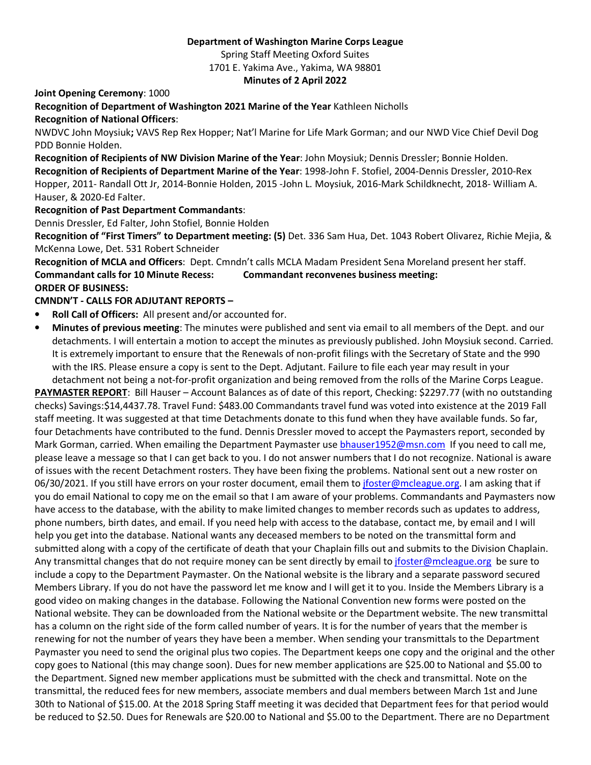**Department of Washington Marine Corps League**

Spring Staff Meeting Oxford Suites

1701 E. Yakima Ave., Yakima, WA 98801

**Minutes of 2 April 2022**

**Joint Opening Ceremony**: 1000

**Recognition of Department of Washington 2021 Marine of the Year** Kathleen Nicholls

**Recognition of National Officers**:

NWDVC John Moysiuk**;** VAVS Rep Rex Hopper; Nat'l Marine for Life Mark Gorman; and our NWD Vice Chief Devil Dog PDD Bonnie Holden.

**Recognition of Recipients of NW Division Marine of the Year**: John Moysiuk; Dennis Dressler; Bonnie Holden.

**Recognition of Recipients of Department Marine of the Year**: 1998-John F. Stofiel, 2004-Dennis Dressler, 2010-Rex Hopper, 2011- Randall Ott Jr, 2014-Bonnie Holden, 2015 -John L. Moysiuk, 2016-Mark Schildknecht, 2018- William A. Hauser, & 2020-Ed Falter.

**Recognition of Past Department Commandants**:

Dennis Dressler, Ed Falter, John Stofiel, Bonnie Holden

**Recognition of "First Timers" to Department meeting: (5)** Det. 336 Sam Hua, Det. 1043 Robert Olivarez, Richie Mejia, & McKenna Lowe, Det. 531 Robert Schneider

**Recognition of MCLA and Officers**: Dept. Cmndn't calls MCLA Madam President Sena Moreland present her staff.

**Commandant calls for 10 Minute Recess: Commandant reconvenes business meeting:**

**ORDER OF BUSINESS:**

**CMNDN'T - CALLS FOR ADJUTANT REPORTS –**

- **Roll Call of Officers:** All present and/or accounted for.
- **Minutes of previous meeting**: The minutes were published and sent via email to all members of the Dept. and our detachments. I will entertain a motion to accept the minutes as previously published. John Moysiuk second. Carried. It is extremely important to ensure that the Renewals of non-profit filings with the Secretary of State and the 990 with the IRS. Please ensure a copy is sent to the Dept. Adjutant. Failure to file each year may result in your detachment not being a not-for-profit organization and being removed from the rolls of the Marine Corps League.

**PAYMASTER REPORT**: Bill Hauser – Account Balances as of date of this report, Checking: $2297.77 (with no outstanding checks) Savings:$14,4437.78. Travel Fund: $483.00 Commandants travel fund was voted into existence at the 2019 Fall staff meeting. It was suggested at that time Detachments donate to this fund when they have available funds. So far, four Detachments have contributed to the fund. Dennis Dressler moved to accept the Paymasters report, seconded by Mark Gorman, carried. When emailing the Department Paymaster use bhauser1952@msn.com If you need to call me, please leave a message so that I can get back to you. I do not answer numbers that I do not recognize. National is aware of issues with the recent Detachment rosters. They have been fixing the problems. National sent out a new roster on 06/30/2021. If you still have errors on your roster document, email them to jfoster@mcleague.org. I am asking that if you do email National to copy me on the email so that I am aware of your problems. Commandants and Paymasters now have access to the database, with the ability to make limited changes to member records such as updates to address, phone numbers, birth dates, and email. If you need help with access to the database, contact me, by email and I will help you get into the database. National wants any deceased members to be noted on the transmittal form and submitted along with a copy of the certificate of death that your Chaplain fills out and submits to the Division Chaplain. Any transmittal changes that do not require money can be sent directly by email to jfoster@mcleague.org be sure to include a copy to the Department Paymaster. On the National website is the library and a separate password secured Members Library. If you do not have the password let me know and I will get it to you. Inside the Members Library is a good video on making changes in the database. Following the National Convention new forms were posted on the National website. They can be downloaded from the National website or the Department website. The new transmittal has a column on the right side of the form called number of years. It is for the number of years that the member is renewing for not the number of years they have been a member. When sending your transmittals to the Department Paymaster you need to send the original plus two copies. The Department keeps one copy and the original and the other copy goes to National (this may change soon). Dues for new member applications are $25.00 to National and $5.00 to the Department. Signed new member applications must be submitted with the check and transmittal. Note on the transmittal, the reduced fees for new members, associate members and dual members between March 1st and June 30th to National of $15.00. At the 2018 Spring Staff meeting it was decided that Department fees for that period would be reduced to $2.50. Dues for Renewals are $20.00 to National and $5.00 to the Department. There are no Department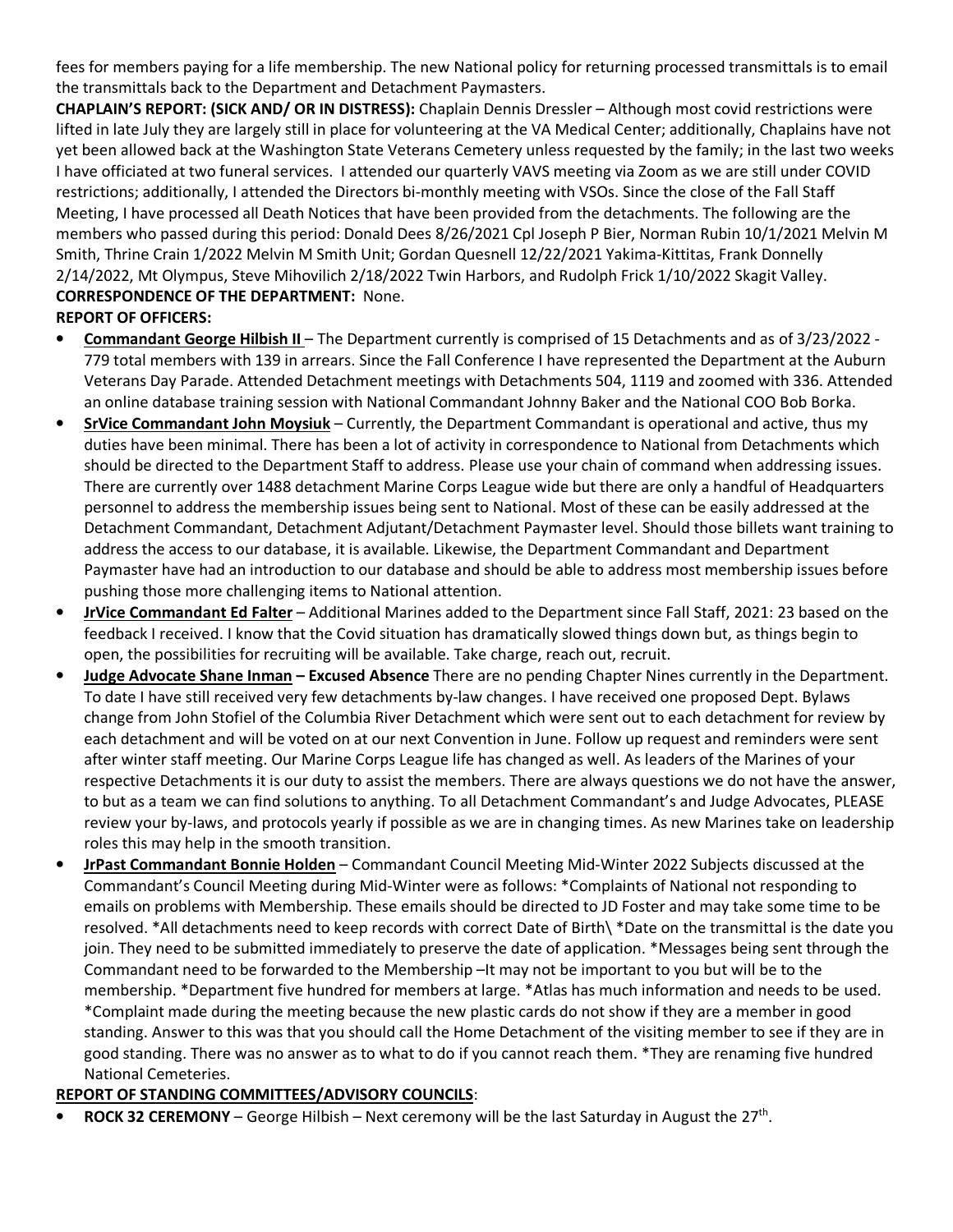fees for members paying for a life membership. The new National policy for returning processed transmittals is to email the transmittals back to the Department and Detachment Paymasters.

**CHAPLAIN'S REPORT: (SICK AND/ OR IN DISTRESS):** Chaplain Dennis Dressler – Although most covid restrictions were lifted in late July they are largely still in place for volunteering at the VA Medical Center; additionally, Chaplains have not yet been allowed back at the Washington State Veterans Cemetery unless requested by the family; in the last two weeks I have officiated at two funeral services. I attended our quarterly VAVS meeting via Zoom as we are still under COVID restrictions; additionally, I attended the Directors bi-monthly meeting with VSOs. Since the close of the Fall Staff Meeting, I have processed all Death Notices that have been provided from the detachments. The following are the members who passed during this period: Donald Dees 8/26/2021 Cpl Joseph P Bier, Norman Rubin 10/1/2021 Melvin M Smith, Thrine Crain 1/2022 Melvin M Smith Unit; Gordan Quesnell 12/22/2021 Yakima-Kittitas, Frank Donnelly 2/14/2022, Mt Olympus, Steve Mihovilich 2/18/2022 Twin Harbors, and Rudolph Frick 1/10/2022 Skagit Valley.

**CORRESPONDENCE OF THE DEPARTMENT:** None.

**REPORT OF OFFICERS:**

- **Commandant George Hilbish II** – The Department currently is comprised of 15 Detachments and as of 3/23/2022 - 779 total members with 139 in arrears. Since the Fall Conference I have represented the Department at the Auburn Veterans Day Parade. Attended Detachment meetings with Detachments 504, 1119 and zoomed with 336. Attended an online database training session with National Commandant Johnny Baker and the National COO Bob Borka.
- **SrVice Commandant John Moysiuk** – Currently, the Department Commandant is operational and active, thus my duties have been minimal. There has been a lot of activity in correspondence to National from Detachments which should be directed to the Department Staff to address. Please use your chain of command when addressing issues. There are currently over 1488 detachment Marine Corps League wide but there are only a handful of Headquarters personnel to address the membership issues being sent to National. Most of these can be easily addressed at the Detachment Commandant, Detachment Adjutant/Detachment Paymaster level. Should those billets want training to address the access to our database, it is available. Likewise, the Department Commandant and Department Paymaster have had an introduction to our database and should be able to address most membership issues before pushing those more challenging items to National attention.
- **JrVice Commandant Ed Falter** – Additional Marines added to the Department since Fall Staff, 2021: 23 based on the feedback I received. I know that the Covid situation has dramatically slowed things down but, as things begin to open, the possibilities for recruiting will be available. Take charge, reach out, recruit.
- **Judge Advocate Shane Inman – Excused Absence** There are no pending Chapter Nines currently in the Department. To date I have still received very few detachments by-law changes. I have received one proposed Dept. Bylaws change from John Stofiel of the Columbia River Detachment which were sent out to each detachment for review by each detachment and will be voted on at our next Convention in June. Follow up request and reminders were sent after winter staff meeting. Our Marine Corps League life has changed as well. As leaders of the Marines of your respective Detachments it is our duty to assist the members. There are always questions we do not have the answer, to but as a team we can find solutions to anything. To all Detachment Commandant's and Judge Advocates, PLEASE review your by-laws, and protocols yearly if possible as we are in changing times. As new Marines take on leadership roles this may help in the smooth transition.
- **JrPast Commandant Bonnie Holden** – Commandant Council Meeting Mid-Winter 2022 Subjects discussed at the Commandant's Council Meeting during Mid-Winter were as follows: *Complaints of National not responding to emails on problems with Membership. These emails should be directed to JD Foster and may take some time to be resolved. *All detachments need to keep records with correct Date of Birth\ *Date on the transmittal is the date you join. They need to be submitted immediately to preserve the date of application. *Messages being sent through the Commandant need to be forwarded to the Membership –It may not be important to you but will be to the membership. *Department five hundred for members at large. *Atlas has much information and needs to be used. *Complaint made during the meeting because the new plastic cards do not show if they are a member in good standing. Answer to this was that you should call the Home Detachment of the visiting member to see if they are in good standing. There was no answer as to what to do if you cannot reach them. *They are renaming five hundred National Cemeteries.

**REPORT OF STANDING COMMITTEES/ADVISORY COUNCILS**:

- **ROCK 32 CEREMONY** – George Hilbish – Next ceremony will be the last Saturday in August the 27th.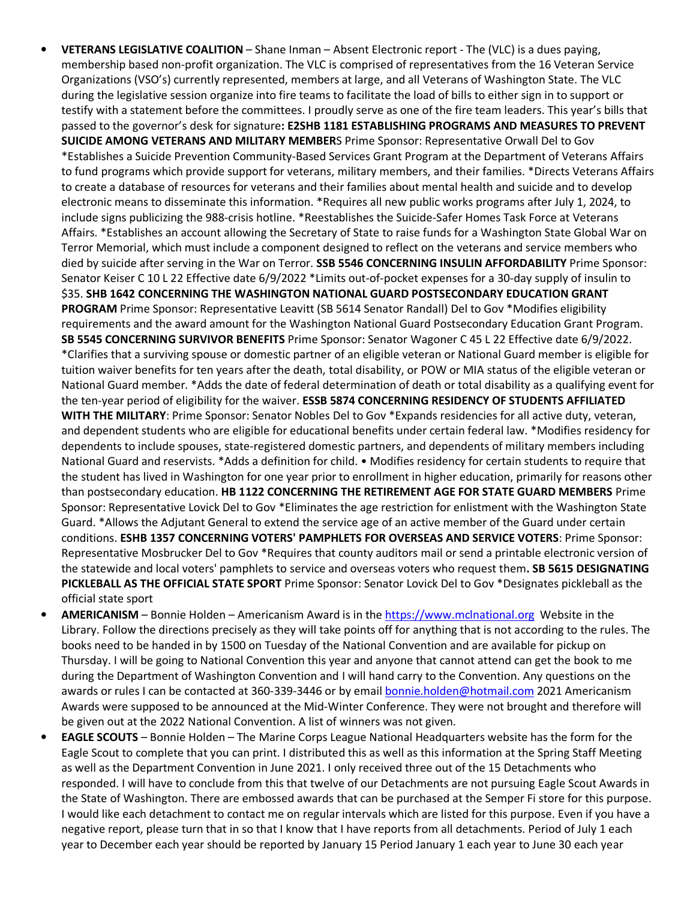- **VETERANS LEGISLATIVE COALITION** – Shane Inman – Absent Electronic report - The (VLC) is a dues paying, membership based non-profit organization. The VLC is comprised of representatives from the 16 Veteran Service Organizations (VSO's) currently represented, members at large, and all Veterans of Washington State. The VLC during the legislative session organize into fire teams to facilitate the load of bills to either sign in to support or testify with a statement before the committees. I proudly serve as one of the fire team leaders. This year's bills that passed to the governor's desk for signature**: E2SHB 1181 ESTABLISHING PROGRAMS AND MEASURES TO PREVENT SUICIDE AMONG VETERANS AND MILITARY MEMBER**S Prime Sponsor: Representative Orwall Del to Gov *Establishes a Suicide Prevention Community-Based Services Grant Program at the Department of Veterans Affairs to fund programs which provide support for veterans, military members, and their families. *Directs Veterans Affairs to create a database of resources for veterans and their families about mental health and suicide and to develop electronic means to disseminate this information. *Requires all new public works programs after July 1, 2024, to include signs publicizing the 988-crisis hotline. *Reestablishes the Suicide-Safer Homes Task Force at Veterans Affairs. *Establishes an account allowing the Secretary of State to raise funds for a Washington State Global War on Terror Memorial, which must include a component designed to reflect on the veterans and service members who died by suicide after serving in the War on Terror. **SSB 5546 CONCERNING INSULIN AFFORDABILITY** Prime Sponsor: Senator Keiser C 10 L 22 Effective date 6/9/2022 *Limits out-of-pocket expenses for a 30-day supply of insulin to $35. **SHB 1642 CONCERNING THE WASHINGTON NATIONAL GUARD POSTSECONDARY EDUCATION GRANT PROGRAM** Prime Sponsor: Representative Leavitt (SB 5614 Senator Randall) Del to Gov *Modifies eligibility requirements and the award amount for the Washington National Guard Postsecondary Education Grant Program. **SB 5545 CONCERNING SURVIVOR BENEFITS** Prime Sponsor: Senator Wagoner C 45 L 22 Effective date 6/9/2022. *Clarifies that a surviving spouse or domestic partner of an eligible veteran or National Guard member is eligible for tuition waiver benefits for ten years after the death, total disability, or POW or MIA status of the eligible veteran or National Guard member. *Adds the date of federal determination of death or total disability as a qualifying event for the ten-year period of eligibility for the waiver. **ESSB 5874 CONCERNING RESIDENCY OF STUDENTS AFFILIATED WITH THE MILITARY**: Prime Sponsor: Senator Nobles Del to Gov *Expands residencies for all active duty, veteran, and dependent students who are eligible for educational benefits under certain federal law. *Modifies residency for dependents to include spouses, state-registered domestic partners, and dependents of military members including National Guard and reservists. *Adds a definition for child. • Modifies residency for certain students to require that the student has lived in Washington for one year prior to enrollment in higher education, primarily for reasons other than postsecondary education. **HB 1122 CONCERNING THE RETIREMENT AGE FOR STATE GUARD MEMBERS** Prime Sponsor: Representative Lovick Del to Gov *Eliminates the age restriction for enlistment with the Washington State Guard. *Allows the Adjutant General to extend the service age of an active member of the Guard under certain conditions. **ESHB 1357 CONCERNING VOTERS' PAMPHLETS FOR OVERSEAS AND SERVICE VOTERS**: Prime Sponsor: Representative Mosbrucker Del to Gov *Requires that county auditors mail or send a printable electronic version of the statewide and local voters' pamphlets to service and overseas voters who request them**. SB 5615 DESIGNATING PICKLEBALL AS THE OFFICIAL STATE SPORT** Prime Sponsor: Senator Lovick Del to Gov *Designates pickleball as the official state sport
- **AMERICANISM** – Bonnie Holden – Americanism Award is in the https://www.mclnational.org Website in the Library. Follow the directions precisely as they will take points off for anything that is not according to the rules. The books need to be handed in by 1500 on Tuesday of the National Convention and are available for pickup on Thursday. I will be going to National Convention this year and anyone that cannot attend can get the book to me during the Department of Washington Convention and I will hand carry to the Convention. Any questions on the awards or rules I can be contacted at 360-339-3446 or by email bonnie.holden@hotmail.com 2021 Americanism Awards were supposed to be announced at the Mid-Winter Conference. They were not brought and therefore will be given out at the 2022 National Convention. A list of winners was not given.
- **EAGLE SCOUTS** – Bonnie Holden – The Marine Corps League National Headquarters website has the form for the Eagle Scout to complete that you can print. I distributed this as well as this information at the Spring Staff Meeting as well as the Department Convention in June 2021. I only received three out of the 15 Detachments who responded. I will have to conclude from this that twelve of our Detachments are not pursuing Eagle Scout Awards in the State of Washington. There are embossed awards that can be purchased at the Semper Fi store for this purpose. I would like each detachment to contact me on regular intervals which are listed for this purpose. Even if you have a negative report, please turn that in so that I know that I have reports from all detachments. Period of July 1 each year to December each year should be reported by January 15 Period January 1 each year to June 30 each year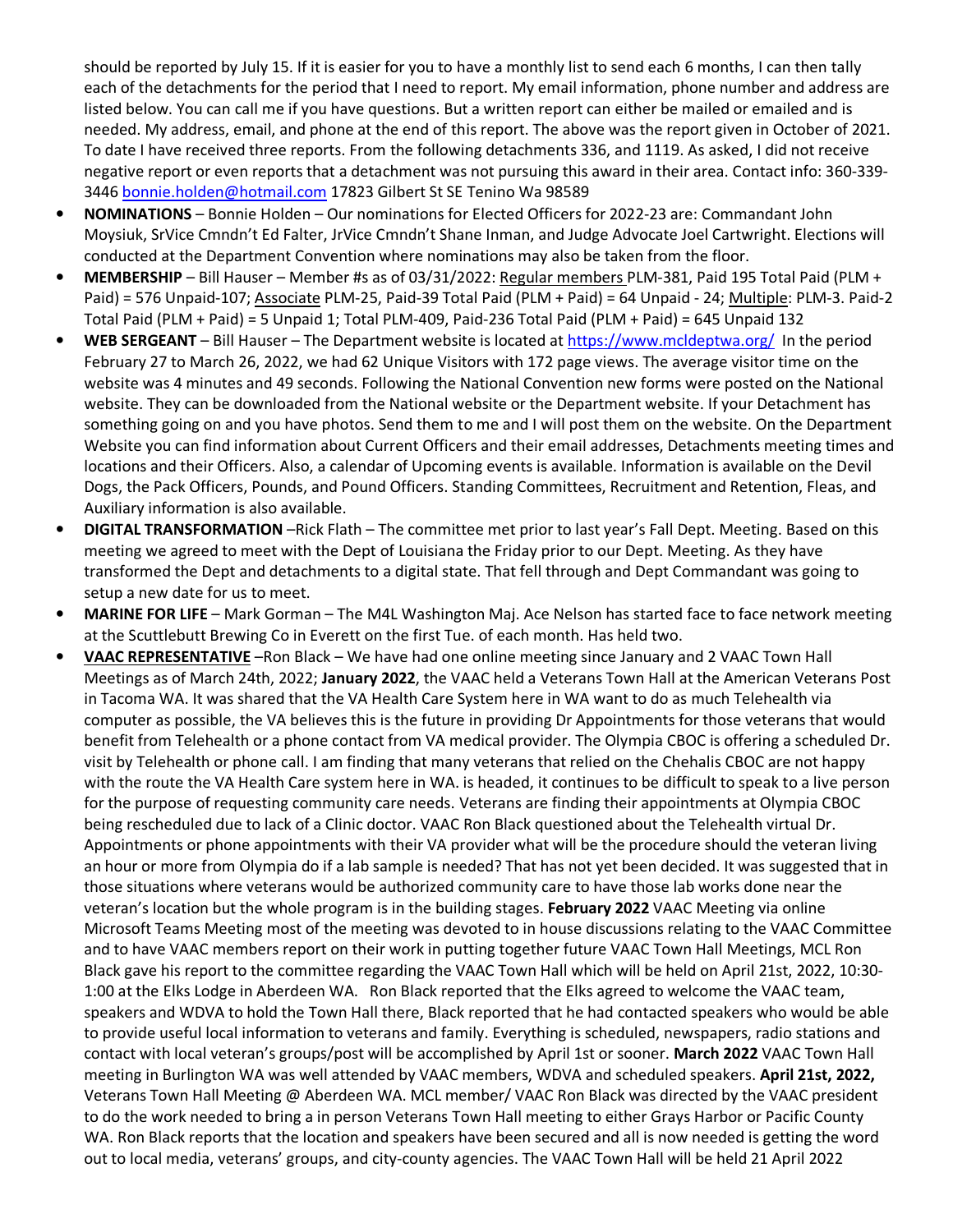should be reported by July 15. If it is easier for you to have a monthly list to send each 6 months, I can then tally each of the detachments for the period that I need to report. My email information, phone number and address are listed below. You can call me if you have questions. But a written report can either be mailed or emailed and is needed. My address, email, and phone at the end of this report. The above was the report given in October of 2021. To date I have received three reports. From the following detachments 336, and 1119. As asked, I did not receive negative report or even reports that a detachment was not pursuing this award in their area. Contact info: 360-339-3446 bonnie.holden@hotmail.com 17823 Gilbert St SE Tenino Wa 98589

- **NOMINATIONS** – Bonnie Holden – Our nominations for Elected Officers for 2022-23 are: Commandant John Moysiuk, SrVice Cmndn't Ed Falter, JrVice Cmndn't Shane Inman, and Judge Advocate Joel Cartwright. Elections will conducted at the Department Convention where nominations may also be taken from the floor.
- **MEMBERSHIP** – Bill Hauser – Member #s as of 03/31/2022: Regular members PLM-381, Paid 195 Total Paid (PLM + Paid) = 576 Unpaid-107; Associate PLM-25, Paid-39 Total Paid (PLM + Paid) = 64 Unpaid - 24; Multiple: PLM-3. Paid-2 Total Paid (PLM + Paid) = 5 Unpaid 1; Total PLM-409, Paid-236 Total Paid (PLM + Paid) = 645 Unpaid 132
- **WEB SERGEANT** – Bill Hauser – The Department website is located at https://www.mcldeptwa.org/ In the period February 27 to March 26, 2022, we had 62 Unique Visitors with 172 page views. The average visitor time on the website was 4 minutes and 49 seconds. Following the National Convention new forms were posted on the National website. They can be downloaded from the National website or the Department website. If your Detachment has something going on and you have photos. Send them to me and I will post them on the website. On the Department Website you can find information about Current Officers and their email addresses, Detachments meeting times and locations and their Officers. Also, a calendar of Upcoming events is available. Information is available on the Devil Dogs, the Pack Officers, Pounds, and Pound Officers. Standing Committees, Recruitment and Retention, Fleas, and Auxiliary information is also available.
- **DIGITAL TRANSFORMATION** –Rick Flath – The committee met prior to last year's Fall Dept. Meeting. Based on this meeting we agreed to meet with the Dept of Louisiana the Friday prior to our Dept. Meeting. As they have transformed the Dept and detachments to a digital state. That fell through and Dept Commandant was going to setup a new date for us to meet.
- **MARINE FOR LIFE** – Mark Gorman – The M4L Washington Maj. Ace Nelson has started face to face network meeting at the Scuttlebutt Brewing Co in Everett on the first Tue. of each month. Has held two.
- **VAAC REPRESENTATIVE** –Ron Black – We have had one online meeting since January and 2 VAAC Town Hall Meetings as of March 24th, 2022; **January 2022**, the VAAC held a Veterans Town Hall at the American Veterans Post in Tacoma WA. It was shared that the VA Health Care System here in WA want to do as much Telehealth via computer as possible, the VA believes this is the future in providing Dr Appointments for those veterans that would benefit from Telehealth or a phone contact from VA medical provider. The Olympia CBOC is offering a scheduled Dr. visit by Telehealth or phone call. I am finding that many veterans that relied on the Chehalis CBOC are not happy with the route the VA Health Care system here in WA. is headed, it continues to be difficult to speak to a live person for the purpose of requesting community care needs. Veterans are finding their appointments at Olympia CBOC being rescheduled due to lack of a Clinic doctor. VAAC Ron Black questioned about the Telehealth virtual Dr. Appointments or phone appointments with their VA provider what will be the procedure should the veteran living an hour or more from Olympia do if a lab sample is needed? That has not yet been decided. It was suggested that in those situations where veterans would be authorized community care to have those lab works done near the veteran's location but the whole program is in the building stages. **February 2022** VAAC Meeting via online Microsoft Teams Meeting most of the meeting was devoted to in house discussions relating to the VAAC Committee and to have VAAC members report on their work in putting together future VAAC Town Hall Meetings, MCL Ron Black gave his report to the committee regarding the VAAC Town Hall which will be held on April 21st, 2022, 10:30-1:00 at the Elks Lodge in Aberdeen WA. Ron Black reported that the Elks agreed to welcome the VAAC team, speakers and WDVA to hold the Town Hall there, Black reported that he had contacted speakers who would be able to provide useful local information to veterans and family. Everything is scheduled, newspapers, radio stations and contact with local veteran's groups/post will be accomplished by April 1st or sooner. **March 2022** VAAC Town Hall meeting in Burlington WA was well attended by VAAC members, WDVA and scheduled speakers. **April 21st, 2022,** Veterans Town Hall Meeting @ Aberdeen WA. MCL member/ VAAC Ron Black was directed by the VAAC president to do the work needed to bring a in person Veterans Town Hall meeting to either Grays Harbor or Pacific County WA. Ron Black reports that the location and speakers have been secured and all is now needed is getting the word out to local media, veterans' groups, and city-county agencies. The VAAC Town Hall will be held 21 April 2022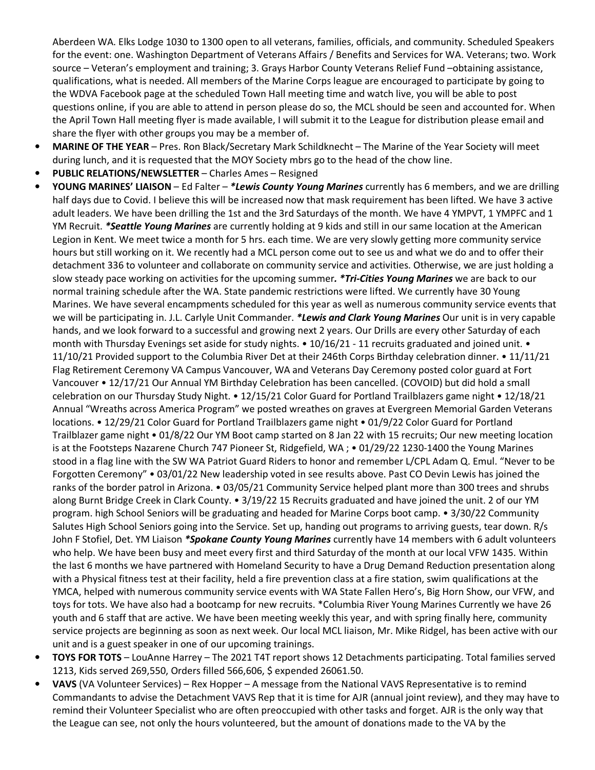Aberdeen WA. Elks Lodge 1030 to 1300 open to all veterans, families, officials, and community. Scheduled Speakers for the event: one. Washington Department of Veterans Affairs / Benefits and Services for WA. Veterans; two. Work source – Veteran's employment and training; 3. Grays Harbor County Veterans Relief Fund –obtaining assistance, qualifications, what is needed. All members of the Marine Corps league are encouraged to participate by going to the WDVA Facebook page at the scheduled Town Hall meeting time and watch live, you will be able to post questions online, if you are able to attend in person please do so, the MCL should be seen and accounted for. When the April Town Hall meeting flyer is made available, I will submit it to the League for distribution please email and share the flyer with other groups you may be a member of.

- **MARINE OF THE YEAR** – Pres. Ron Black/Secretary Mark Schildknecht – The Marine of the Year Society will meet during lunch, and it is requested that the MOY Society mbrs go to the head of the chow line.
- **PUBLIC RELATIONS/NEWSLETTER** – Charles Ames – Resigned
- **YOUNG MARINES' LIAISON** – Ed Falter – ***Lewis County Young Marines*** currently has 6 members, and we are drilling half days due to Covid. I believe this will be increased now that mask requirement has been lifted. We have 3 active adult leaders. We have been drilling the 1st and the 3rd Saturdays of the month. We have 4 YMPVT, 1 YMPFC and 1 YM Recruit. ***Seattle Young Marines*** are currently holding at 9 kids and still in our same location at the American Legion in Kent. We meet twice a month for 5 hrs. each time. We are very slowly getting more community service hours but still working on it. We recently had a MCL person come out to see us and what we do and to offer their detachment 336 to volunteer and collaborate on community service and activities. Otherwise, we are just holding a slow steady pace working on activities for the upcoming summer***. *Tri-Cities Young Marines*** we are back to our normal training schedule after the WA. State pandemic restrictions were lifted. We currently have 30 Young Marines. We have several encampments scheduled for this year as well as numerous community service events that we will be participating in. J.L. Carlyle Unit Commander. ***Lewis and Clark Young Marines*** Our unit is in very capable hands, and we look forward to a successful and growing next 2 years. Our Drills are every other Saturday of each month with Thursday Evenings set aside for study nights. • 10/16/21 - 11 recruits graduated and joined unit. • 11/10/21 Provided support to the Columbia River Det at their 246th Corps Birthday celebration dinner. • 11/11/21 Flag Retirement Ceremony VA Campus Vancouver, WA and Veterans Day Ceremony posted color guard at Fort Vancouver • 12/17/21 Our Annual YM Birthday Celebration has been cancelled. (COVOID) but did hold a small celebration on our Thursday Study Night. • 12/15/21 Color Guard for Portland Trailblazers game night • 12/18/21 Annual "Wreaths across America Program" we posted wreathes on graves at Evergreen Memorial Garden Veterans locations. • 12/29/21 Color Guard for Portland Trailblazers game night • 01/9/22 Color Guard for Portland Trailblazer game night • 01/8/22 Our YM Boot camp started on 8 Jan 22 with 15 recruits; Our new meeting location is at the Footsteps Nazarene Church 747 Pioneer St, Ridgefield, WA ; • 01/29/22 1230-1400 the Young Marines stood in a flag line with the SW WA Patriot Guard Riders to honor and remember L/CPL Adam Q. Emul. "Never to be Forgotten Ceremony" • 03/01/22 New leadership voted in see results above. Past CO Devin Lewis has joined the ranks of the border patrol in Arizona. • 03/05/21 Community Service helped plant more than 300 trees and shrubs along Burnt Bridge Creek in Clark County. • 3/19/22 15 Recruits graduated and have joined the unit. 2 of our YM program. high School Seniors will be graduating and headed for Marine Corps boot camp. • 3/30/22 Community Salutes High School Seniors going into the Service. Set up, handing out programs to arriving guests, tear down. R/s John F Stofiel, Det. YM Liaison ***Spokane County Young Marines*** currently have 14 members with 6 adult volunteers who help. We have been busy and meet every first and third Saturday of the month at our local VFW 1435. Within the last 6 months we have partnered with Homeland Security to have a Drug Demand Reduction presentation along with a Physical fitness test at their facility, held a fire prevention class at a fire station, swim qualifications at the YMCA, helped with numerous community service events with WA State Fallen Hero's, Big Horn Show, our VFW, and toys for tots. We have also had a bootcamp for new recruits. *Columbia River Young Marines Currently we have 26 youth and 6 staff that are active. We have been meeting weekly this year, and with spring finally here, community service projects are beginning as soon as next week. Our local MCL liaison, Mr. Mike Ridgel, has been active with our unit and is a guest speaker in one of our upcoming trainings.
- **TOYS FOR TOTS** – LouAnne Harrey – The 2021 T4T report shows 12 Detachments participating. Total families served 1213, Kids served 269,550, Orders filled 566,606, $ expended 26061.50.
- **VAVS** (VA Volunteer Services) – Rex Hopper – A message from the National VAVS Representative is to remind Commandants to advise the Detachment VAVS Rep that it is time for AJR (annual joint review), and they may have to remind their Volunteer Specialist who are often preoccupied with other tasks and forget. AJR is the only way that the League can see, not only the hours volunteered, but the amount of donations made to the VA by the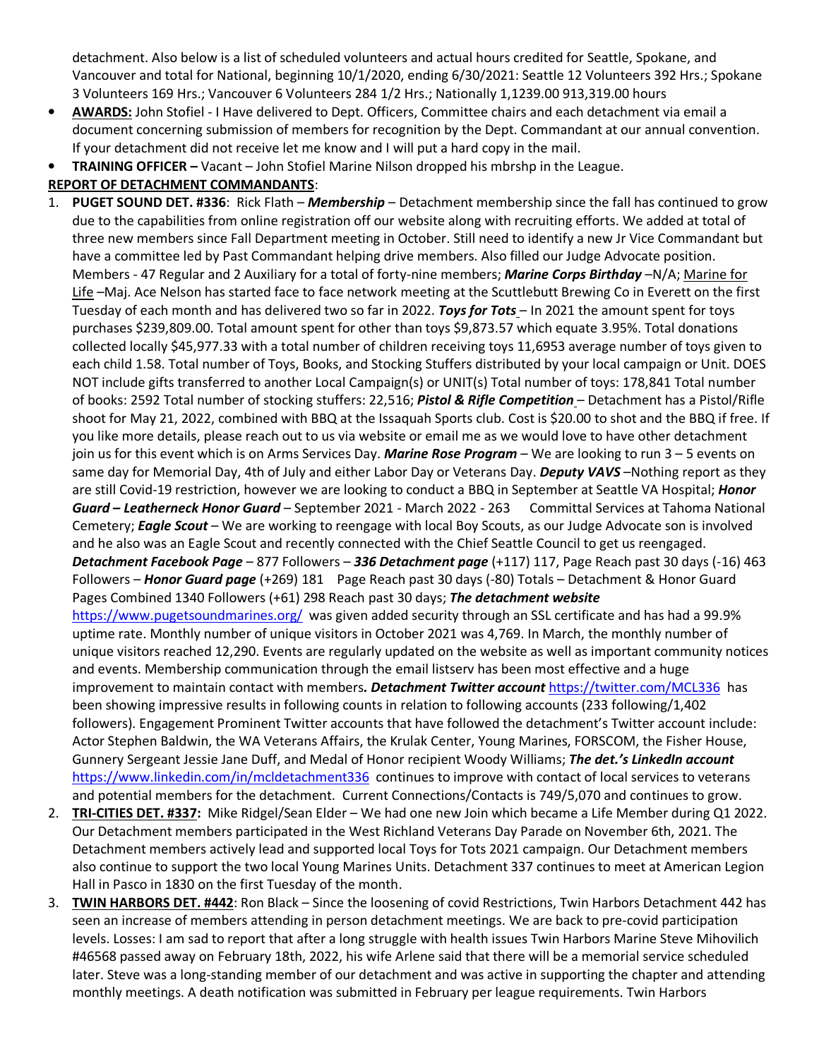detachment. Also below is a list of scheduled volunteers and actual hours credited for Seattle, Spokane, and Vancouver and total for National, beginning 10/1/2020, ending 6/30/2021: Seattle 12 Volunteers 392 Hrs.; Spokane 3 Volunteers 169 Hrs.; Vancouver 6 Volunteers 284 1/2 Hrs.; Nationally 1,1239.00 913,319.00 hours

- **AWARDS:** John Stofiel - I Have delivered to Dept. Officers, Committee chairs and each detachment via email a document concerning submission of members for recognition by the Dept. Commandant at our annual convention. If your detachment did not receive let me know and I will put a hard copy in the mail.
- **TRAINING OFFICER –** Vacant – John Stofiel Marine Nilson dropped his mbrshp in the League.

**REPORT OF DETACHMENT COMMANDANTS**:

1. **PUGET SOUND DET. #336**: Rick Flath – ***Membership*** – Detachment membership since the fall has continued to grow due to the capabilities from online registration off our website along with recruiting efforts. We added at total of three new members since Fall Department meeting in October. Still need to identify a new Jr Vice Commandant but have a committee led by Past Commandant helping drive members. Also filled our Judge Advocate position. Members - 47 Regular and 2 Auxiliary for a total of forty-nine members; ***Marine Corps Birthday*** –N/A; Marine for Life –Maj. Ace Nelson has started face to face network meeting at the Scuttlebutt Brewing Co in Everett on the first Tuesday of each month and has delivered two so far in 2022. ***Toys for Tots*** – In 2021 the amount spent for toys purchases $239,809.00. Total amount spent for other than toys $9,873.57 which equate 3.95%. Total donations collected locally $45,977.33 with a total number of children receiving toys 11,6953 average number of toys given to each child 1.58. Total number of Toys, Books, and Stocking Stuffers distributed by your local campaign or Unit. DOES NOT include gifts transferred to another Local Campaign(s) or UNIT(s) Total number of toys: 178,841 Total number of books: 2592 Total number of stocking stuffers: 22,516; ***Pistol & Rifle Competition*** – Detachment has a Pistol/Rifle shoot for May 21, 2022, combined with BBQ at the Issaquah Sports club. Cost is $20.00 to shot and the BBQ if free. If you like more details, please reach out to us via website or email me as we would love to have other detachment join us for this event which is on Arms Services Day. ***Marine Rose Program*** – We are looking to run 3 – 5 events on same day for Memorial Day, 4th of July and either Labor Day or Veterans Day. ***Deputy VAVS*** –Nothing report as they are still Covid-19 restriction, however we are looking to conduct a BBQ in September at Seattle VA Hospital; ***Honor Guard – Leatherneck Honor Guard*** – September 2021 - March 2022 - 263 Committal Services at Tahoma National Cemetery; ***Eagle Scout*** – We are working to reengage with local Boy Scouts, as our Judge Advocate son is involved and he also was an Eagle Scout and recently connected with the Chief Seattle Council to get us reengaged. ***Detachment Facebook Page*** – 877 Followers – ***336 Detachment page*** (+117) 117, Page Reach past 30 days (-16) 463 Followers – ***Honor Guard page*** (+269) 181 Page Reach past 30 days (-80) Totals – Detachment & Honor Guard Pages Combined 1340 Followers (+61) 298 Reach past 30 days; ***The detachment website*** https://www.pugetsoundmarines.org/ was given added security through an SSL certificate and has had a 99.9% uptime rate. Monthly number of unique visitors in October 2021 was 4,769. In March, the monthly number of unique visitors reached 12,290. Events are regularly updated on the website as well as important community notices and events. Membership communication through the email listserv has been most effective and a huge improvement to maintain contact with members***.*** ***Detachment Twitter account*** https://twitter.com/MCL336 has been showing impressive results in following counts in relation to following accounts (233 following/1,402 followers). Engagement Prominent Twitter accounts that have followed the detachment's Twitter account include: Actor Stephen Baldwin, the WA Veterans Affairs, the Krulak Center, Young Marines, FORSCOM, the Fisher House, Gunnery Sergeant Jessie Jane Duff, and Medal of Honor recipient Woody Williams; ***The det.'s LinkedIn account*** https://www.linkedin.com/in/mcldetachment336 continues to improve with contact of local services to veterans and potential members for the detachment. Current Connections/Contacts is 749/5,070 and continues to grow.
2. **TRI-CITIES DET. #337:** Mike Ridgel/Sean Elder – We had one new Join which became a Life Member during Q1 2022. Our Detachment members participated in the West Richland Veterans Day Parade on November 6th, 2021. The Detachment members actively lead and supported local Toys for Tots 2021 campaign. Our Detachment members also continue to support the two local Young Marines Units. Detachment 337 continues to meet at American Legion Hall in Pasco in 1830 on the first Tuesday of the month.
3. **TWIN HARBORS DET. #442**: Ron Black – Since the loosening of covid Restrictions, Twin Harbors Detachment 442 has seen an increase of members attending in person detachment meetings. We are back to pre-covid participation levels. Losses: I am sad to report that after a long struggle with health issues Twin Harbors Marine Steve Mihovilich #46568 passed away on February 18th, 2022, his wife Arlene said that there will be a memorial service scheduled later. Steve was a long-standing member of our detachment and was active in supporting the chapter and attending monthly meetings. A death notification was submitted in February per league requirements. Twin Harbors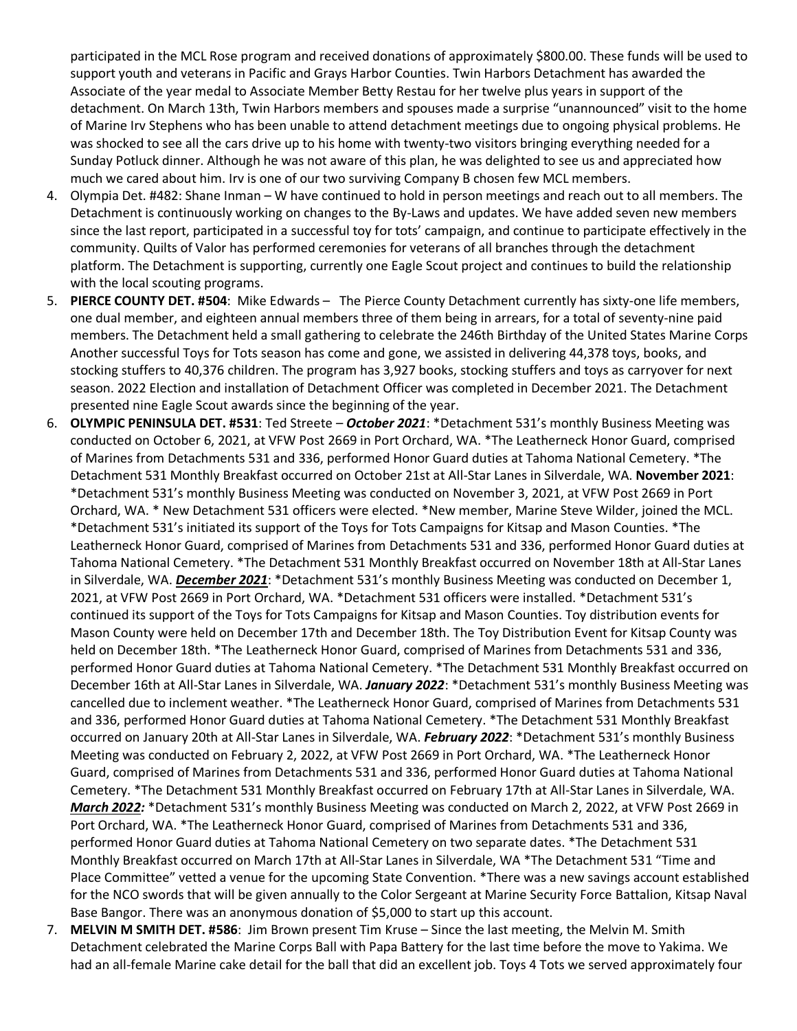participated in the MCL Rose program and received donations of approximately $800.00. These funds will be used to support youth and veterans in Pacific and Grays Harbor Counties. Twin Harbors Detachment has awarded the Associate of the year medal to Associate Member Betty Restau for her twelve plus years in support of the detachment. On March 13th, Twin Harbors members and spouses made a surprise "unannounced" visit to the home of Marine Irv Stephens who has been unable to attend detachment meetings due to ongoing physical problems. He was shocked to see all the cars drive up to his home with twenty-two visitors bringing everything needed for a Sunday Potluck dinner. Although he was not aware of this plan, he was delighted to see us and appreciated how much we cared about him. Irv is one of our two surviving Company B chosen few MCL members.

4. Olympia Det. #482: Shane Inman – W have continued to hold in person meetings and reach out to all members. The Detachment is continuously working on changes to the By-Laws and updates. We have added seven new members since the last report, participated in a successful toy for tots' campaign, and continue to participate effectively in the community. Quilts of Valor has performed ceremonies for veterans of all branches through the detachment platform. The Detachment is supporting, currently one Eagle Scout project and continues to build the relationship with the local scouting programs.
5. **PIERCE COUNTY DET. #504**: Mike Edwards – The Pierce County Detachment currently has sixty-one life members, one dual member, and eighteen annual members three of them being in arrears, for a total of seventy-nine paid members. The Detachment held a small gathering to celebrate the 246th Birthday of the United States Marine Corps Another successful Toys for Tots season has come and gone, we assisted in delivering 44,378 toys, books, and stocking stuffers to 40,376 children. The program has 3,927 books, stocking stuffers and toys as carryover for next season. 2022 Election and installation of Detachment Officer was completed in December 2021. The Detachment presented nine Eagle Scout awards since the beginning of the year.
6. **OLYMPIC PENINSULA DET. #531**: Ted Streete – ***October 2021***: *Detachment 531's monthly Business Meeting was conducted on October 6, 2021, at VFW Post 2669 in Port Orchard, WA. *The Leatherneck Honor Guard, comprised of Marines from Detachments 531 and 336, performed Honor Guard duties at Tahoma National Cemetery. *The Detachment 531 Monthly Breakfast occurred on October 21st at All-Star Lanes in Silverdale, WA. **November 2021**: *Detachment 531's monthly Business Meeting was conducted on November 3, 2021, at VFW Post 2669 in Port Orchard, WA. * New Detachment 531 officers were elected. *New member, Marine Steve Wilder, joined the MCL. *Detachment 531's initiated its support of the Toys for Tots Campaigns for Kitsap and Mason Counties. *The Leatherneck Honor Guard, comprised of Marines from Detachments 531 and 336, performed Honor Guard duties at Tahoma National Cemetery. *The Detachment 531 Monthly Breakfast occurred on November 18th at All-Star Lanes in Silverdale, WA. ***<u>December 2021</u>***: *Detachment 531's monthly Business Meeting was conducted on December 1, 2021, at VFW Post 2669 in Port Orchard, WA. *Detachment 531 officers were installed. *Detachment 531's continued its support of the Toys for Tots Campaigns for Kitsap and Mason Counties. Toy distribution events for Mason County were held on December 17th and December 18th. The Toy Distribution Event for Kitsap County was held on December 18th. *The Leatherneck Honor Guard, comprised of Marines from Detachments 531 and 336, performed Honor Guard duties at Tahoma National Cemetery. *The Detachment 531 Monthly Breakfast occurred on December 16th at All-Star Lanes in Silverdale, WA. ***January 2022***: *Detachment 531's monthly Business Meeting was cancelled due to inclement weather. *The Leatherneck Honor Guard, comprised of Marines from Detachments 531 and 336, performed Honor Guard duties at Tahoma National Cemetery. *The Detachment 531 Monthly Breakfast occurred on January 20th at All-Star Lanes in Silverdale, WA. ***February 2022***: *Detachment 531's monthly Business Meeting was conducted on February 2, 2022, at VFW Post 2669 in Port Orchard, WA. *The Leatherneck Honor Guard, comprised of Marines from Detachments 531 and 336, performed Honor Guard duties at Tahoma National Cemetery. *The Detachment 531 Monthly Breakfast occurred on February 17th at All-Star Lanes in Silverdale, WA. ***<u>March 2022:</u>*** *Detachment 531's monthly Business Meeting was conducted on March 2, 2022, at VFW Post 2669 in Port Orchard, WA. *The Leatherneck Honor Guard, comprised of Marines from Detachments 531 and 336, performed Honor Guard duties at Tahoma National Cemetery on two separate dates. *The Detachment 531 Monthly Breakfast occurred on March 17th at All-Star Lanes in Silverdale, WA *The Detachment 531 "Time and Place Committee" vetted a venue for the upcoming State Convention. *There was a new savings account established for the NCO swords that will be given annually to the Color Sergeant at Marine Security Force Battalion, Kitsap Naval Base Bangor. There was an anonymous donation of $5,000 to start up this account.
7. **MELVIN M SMITH DET. #586**: Jim Brown present Tim Kruse – Since the last meeting, the Melvin M. Smith Detachment celebrated the Marine Corps Ball with Papa Battery for the last time before the move to Yakima. We had an all-female Marine cake detail for the ball that did an excellent job. Toys 4 Tots we served approximately four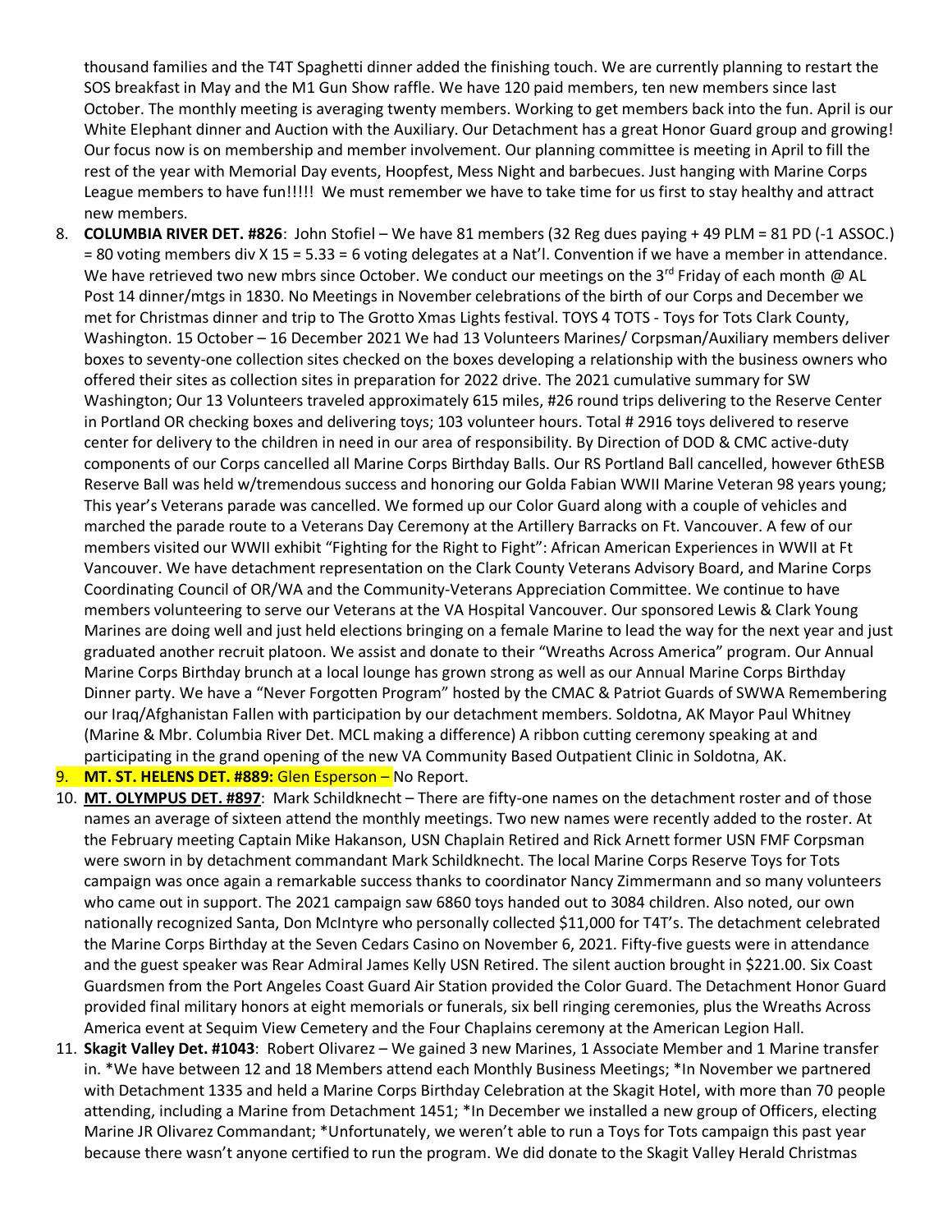thousand families and the T4T Spaghetti dinner added the finishing touch. We are currently planning to restart the SOS breakfast in May and the M1 Gun Show raffle. We have 120 paid members, ten new members since last October. The monthly meeting is averaging twenty members. Working to get members back into the fun. April is our White Elephant dinner and Auction with the Auxiliary. Our Detachment has a great Honor Guard group and growing! Our focus now is on membership and member involvement. Our planning committee is meeting in April to fill the rest of the year with Memorial Day events, Hoopfest, Mess Night and barbecues. Just hanging with Marine Corps League members to have fun!!!!! We must remember we have to take time for us first to stay healthy and attract new members.

8. **COLUMBIA RIVER DET. #826**: John Stofiel – We have 81 members (32 Reg dues paying + 49 PLM = 81 PD (-1 ASSOC.) = 80 voting members div X 15 = 5.33 = 6 voting delegates at a Nat'l. Convention if we have a member in attendance. We have retrieved two new mbrs since October. We conduct our meetings on the 3rd Friday of each month @ AL Post 14 dinner/mtgs in 1830. No Meetings in November celebrations of the birth of our Corps and December we met for Christmas dinner and trip to The Grotto Xmas Lights festival. TOYS 4 TOTS - Toys for Tots Clark County, Washington. 15 October – 16 December 2021 We had 13 Volunteers Marines/ Corpsman/Auxiliary members deliver boxes to seventy-one collection sites checked on the boxes developing a relationship with the business owners who offered their sites as collection sites in preparation for 2022 drive. The 2021 cumulative summary for SW Washington; Our 13 Volunteers traveled approximately 615 miles, #26 round trips delivering to the Reserve Center in Portland OR checking boxes and delivering toys; 103 volunteer hours. Total # 2916 toys delivered to reserve center for delivery to the children in need in our area of responsibility. By Direction of DOD & CMC active-duty components of our Corps cancelled all Marine Corps Birthday Balls. Our RS Portland Ball cancelled, however 6thESB Reserve Ball was held w/tremendous success and honoring our Golda Fabian WWII Marine Veteran 98 years young; This year's Veterans parade was cancelled. We formed up our Color Guard along with a couple of vehicles and marched the parade route to a Veterans Day Ceremony at the Artillery Barracks on Ft. Vancouver. A few of our members visited our WWII exhibit "Fighting for the Right to Fight": African American Experiences in WWII at Ft Vancouver. We have detachment representation on the Clark County Veterans Advisory Board, and Marine Corps Coordinating Council of OR/WA and the Community-Veterans Appreciation Committee. We continue to have members volunteering to serve our Veterans at the VA Hospital Vancouver. Our sponsored Lewis & Clark Young Marines are doing well and just held elections bringing on a female Marine to lead the way for the next year and just graduated another recruit platoon. We assist and donate to their "Wreaths Across America" program. Our Annual Marine Corps Birthday brunch at a local lounge has grown strong as well as our Annual Marine Corps Birthday Dinner party. We have a "Never Forgotten Program" hosted by the CMAC & Patriot Guards of SWWA Remembering our Iraq/Afghanistan Fallen with participation by our detachment members. Soldotna, AK Mayor Paul Whitney (Marine & Mbr. Columbia River Det. MCL making a difference) A ribbon cutting ceremony speaking at and participating in the grand opening of the new VA Community Based Outpatient Clinic in Soldotna, AK.
9. **MT. ST. HELENS DET. #889:** Glen Esperson – No Report.
10. **MT. OLYMPUS DET. #897**: Mark Schildknecht – There are fifty-one names on the detachment roster and of those names an average of sixteen attend the monthly meetings. Two new names were recently added to the roster. At the February meeting Captain Mike Hakanson, USN Chaplain Retired and Rick Arnett former USN FMF Corpsman were sworn in by detachment commandant Mark Schildknecht. The local Marine Corps Reserve Toys for Tots campaign was once again a remarkable success thanks to coordinator Nancy Zimmermann and so many volunteers who came out in support. The 2021 campaign saw 6860 toys handed out to 3084 children. Also noted, our own nationally recognized Santa, Don McIntyre who personally collected $11,000 for T4T's. The detachment celebrated the Marine Corps Birthday at the Seven Cedars Casino on November 6, 2021. Fifty-five guests were in attendance and the guest speaker was Rear Admiral James Kelly USN Retired. The silent auction brought in $221.00. Six Coast Guardsmen from the Port Angeles Coast Guard Air Station provided the Color Guard. The Detachment Honor Guard provided final military honors at eight memorials or funerals, six bell ringing ceremonies, plus the Wreaths Across America event at Sequim View Cemetery and the Four Chaplains ceremony at the American Legion Hall.
11. **Skagit Valley Det. #1043**: Robert Olivarez – We gained 3 new Marines, 1 Associate Member and 1 Marine transfer in. *We have between 12 and 18 Members attend each Monthly Business Meetings; *In November we partnered with Detachment 1335 and held a Marine Corps Birthday Celebration at the Skagit Hotel, with more than 70 people attending, including a Marine from Detachment 1451; *In December we installed a new group of Officers, electing Marine JR Olivarez Commandant; *Unfortunately, we weren't able to run a Toys for Tots campaign this past year because there wasn't anyone certified to run the program. We did donate to the Skagit Valley Herald Christmas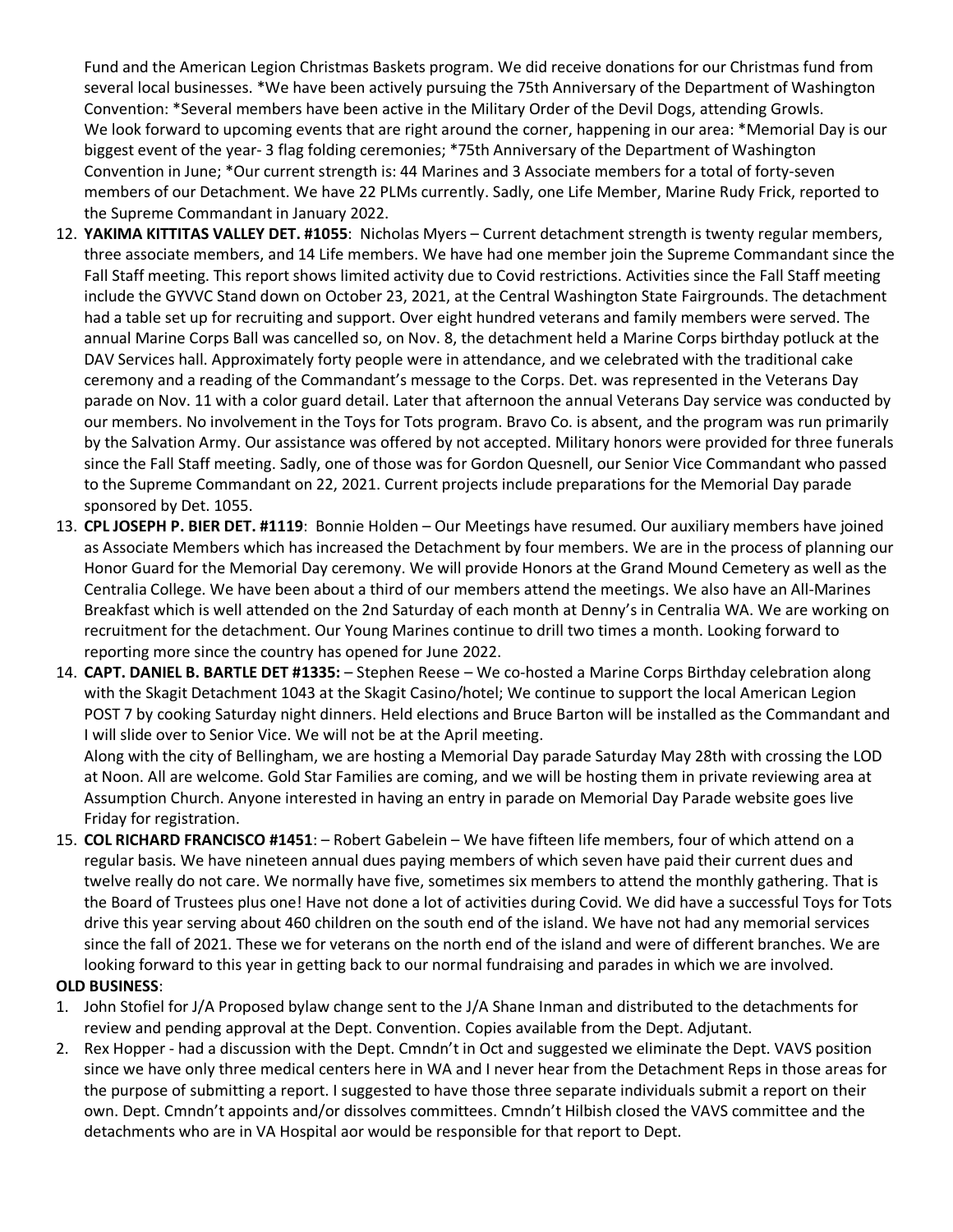Fund and the American Legion Christmas Baskets program. We did receive donations for our Christmas fund from several local businesses. *We have been actively pursuing the 75th Anniversary of the Department of Washington Convention: *Several members have been active in the Military Order of the Devil Dogs, attending Growls. We look forward to upcoming events that are right around the corner, happening in our area: *Memorial Day is our biggest event of the year- 3 flag folding ceremonies; *75th Anniversary of the Department of Washington Convention in June; *Our current strength is: 44 Marines and 3 Associate members for a total of forty-seven members of our Detachment. We have 22 PLMs currently. Sadly, one Life Member, Marine Rudy Frick, reported to the Supreme Commandant in January 2022.

12. **YAKIMA KITTITAS VALLEY DET. #1055**: Nicholas Myers – Current detachment strength is twenty regular members, three associate members, and 14 Life members. We have had one member join the Supreme Commandant since the Fall Staff meeting. This report shows limited activity due to Covid restrictions. Activities since the Fall Staff meeting include the GYVVC Stand down on October 23, 2021, at the Central Washington State Fairgrounds. The detachment had a table set up for recruiting and support. Over eight hundred veterans and family members were served. The annual Marine Corps Ball was cancelled so, on Nov. 8, the detachment held a Marine Corps birthday potluck at the DAV Services hall. Approximately forty people were in attendance, and we celebrated with the traditional cake ceremony and a reading of the Commandant's message to the Corps. Det. was represented in the Veterans Day parade on Nov. 11 with a color guard detail. Later that afternoon the annual Veterans Day service was conducted by our members. No involvement in the Toys for Tots program. Bravo Co. is absent, and the program was run primarily by the Salvation Army. Our assistance was offered by not accepted. Military honors were provided for three funerals since the Fall Staff meeting. Sadly, one of those was for Gordon Quesnell, our Senior Vice Commandant who passed to the Supreme Commandant on 22, 2021. Current projects include preparations for the Memorial Day parade sponsored by Det. 1055.
13. **CPL JOSEPH P. BIER DET. #1119**: Bonnie Holden – Our Meetings have resumed. Our auxiliary members have joined as Associate Members which has increased the Detachment by four members. We are in the process of planning our Honor Guard for the Memorial Day ceremony. We will provide Honors at the Grand Mound Cemetery as well as the Centralia College. We have been about a third of our members attend the meetings. We also have an All-Marines Breakfast which is well attended on the 2nd Saturday of each month at Denny's in Centralia WA. We are working on recruitment for the detachment. Our Young Marines continue to drill two times a month. Looking forward to reporting more since the country has opened for June 2022.
14. **CAPT. DANIEL B. BARTLE DET #1335:** – Stephen Reese – We co-hosted a Marine Corps Birthday celebration along with the Skagit Detachment 1043 at the Skagit Casino/hotel; We continue to support the local American Legion POST 7 by cooking Saturday night dinners. Held elections and Bruce Barton will be installed as the Commandant and I will slide over to Senior Vice. We will not be at the April meeting.
    Along with the city of Bellingham, we are hosting a Memorial Day parade Saturday May 28th with crossing the LOD at Noon. All are welcome. Gold Star Families are coming, and we will be hosting them in private reviewing area at Assumption Church. Anyone interested in having an entry in parade on Memorial Day Parade website goes live Friday for registration.
15. **COL RICHARD FRANCISCO #1451**: – Robert Gabelein – We have fifteen life members, four of which attend on a regular basis. We have nineteen annual dues paying members of which seven have paid their current dues and twelve really do not care. We normally have five, sometimes six members to attend the monthly gathering. That is the Board of Trustees plus one! Have not done a lot of activities during Covid. We did have a successful Toys for Tots drive this year serving about 460 children on the south end of the island. We have not had any memorial services since the fall of 2021. These we for veterans on the north end of the island and were of different branches. We are looking forward to this year in getting back to our normal fundraising and parades in which we are involved.

**OLD BUSINESS**:

1. John Stofiel for J/A Proposed bylaw change sent to the J/A Shane Inman and distributed to the detachments for review and pending approval at the Dept. Convention. Copies available from the Dept. Adjutant.
2. Rex Hopper - had a discussion with the Dept. Cmndn't in Oct and suggested we eliminate the Dept. VAVS position since we have only three medical centers here in WA and I never hear from the Detachment Reps in those areas for the purpose of submitting a report. I suggested to have those three separate individuals submit a report on their own. Dept. Cmndn't appoints and/or dissolves committees. Cmndn't Hilbish closed the VAVS committee and the detachments who are in VA Hospital aor would be responsible for that report to Dept.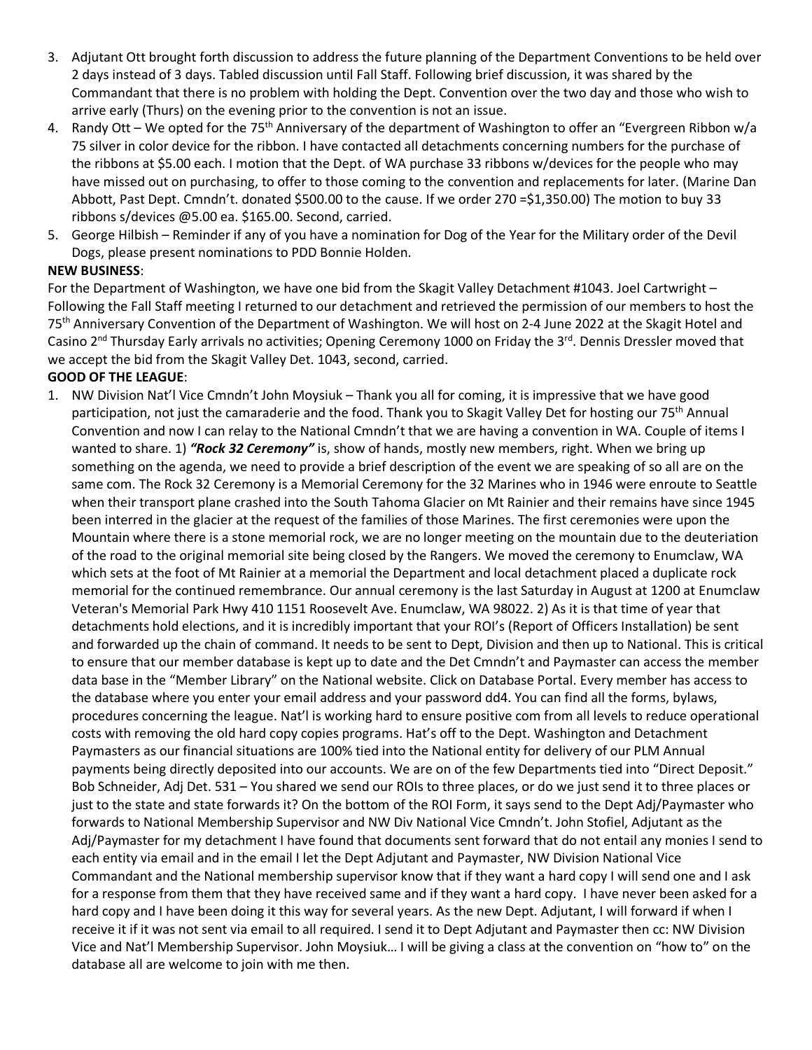3. Adjutant Ott brought forth discussion to address the future planning of the Department Conventions to be held over 2 days instead of 3 days. Tabled discussion until Fall Staff. Following brief discussion, it was shared by the Commandant that there is no problem with holding the Dept. Convention over the two day and those who wish to arrive early (Thurs) on the evening prior to the convention is not an issue.
4. Randy Ott – We opted for the 75th Anniversary of the department of Washington to offer an "Evergreen Ribbon w/a 75 silver in color device for the ribbon. I have contacted all detachments concerning numbers for the purchase of the ribbons at $5.00 each. I motion that the Dept. of WA purchase 33 ribbons w/devices for the people who may have missed out on purchasing, to offer to those coming to the convention and replacements for later. (Marine Dan Abbott, Past Dept. Cmndn't. donated $500.00 to the cause. If we order 270 =$1,350.00) The motion to buy 33 ribbons s/devices @5.00 ea. $165.00. Second, carried.
5. George Hilbish – Reminder if any of you have a nomination for Dog of the Year for the Military order of the Devil Dogs, please present nominations to PDD Bonnie Holden.

**NEW BUSINESS**:

For the Department of Washington, we have one bid from the Skagit Valley Detachment #1043. Joel Cartwright – Following the Fall Staff meeting I returned to our detachment and retrieved the permission of our members to host the 75th Anniversary Convention of the Department of Washington. We will host on 2-4 June 2022 at the Skagit Hotel and Casino 2nd Thursday Early arrivals no activities; Opening Ceremony 1000 on Friday the 3rd. Dennis Dressler moved that we accept the bid from the Skagit Valley Det. 1043, second, carried.

**GOOD OF THE LEAGUE**:

1. NW Division Nat'l Vice Cmndn't John Moysiuk – Thank you all for coming, it is impressive that we have good participation, not just the camaraderie and the food. Thank you to Skagit Valley Det for hosting our 75th Annual Convention and now I can relay to the National Cmndn't that we are having a convention in WA. Couple of items I wanted to share. 1) ***"Rock 32 Ceremony"*** is, show of hands, mostly new members, right. When we bring up something on the agenda, we need to provide a brief description of the event we are speaking of so all are on the same com. The Rock 32 Ceremony is a Memorial Ceremony for the 32 Marines who in 1946 were enroute to Seattle when their transport plane crashed into the South Tahoma Glacier on Mt Rainier and their remains have since 1945 been interred in the glacier at the request of the families of those Marines. The first ceremonies were upon the Mountain where there is a stone memorial rock, we are no longer meeting on the mountain due to the deuteriation of the road to the original memorial site being closed by the Rangers. We moved the ceremony to Enumclaw, WA which sets at the foot of Mt Rainier at a memorial the Department and local detachment placed a duplicate rock memorial for the continued remembrance. Our annual ceremony is the last Saturday in August at 1200 at Enumclaw Veteran's Memorial Park Hwy 410 1151 Roosevelt Ave. Enumclaw, WA 98022. 2) As it is that time of year that detachments hold elections, and it is incredibly important that your ROI's (Report of Officers Installation) be sent and forwarded up the chain of command. It needs to be sent to Dept, Division and then up to National. This is critical to ensure that our member database is kept up to date and the Det Cmndn't and Paymaster can access the member data base in the "Member Library" on the National website. Click on Database Portal. Every member has access to the database where you enter your email address and your password dd4. You can find all the forms, bylaws, procedures concerning the league. Nat'l is working hard to ensure positive com from all levels to reduce operational costs with removing the old hard copy copies programs. Hat's off to the Dept. Washington and Detachment Paymasters as our financial situations are 100% tied into the National entity for delivery of our PLM Annual payments being directly deposited into our accounts. We are on of the few Departments tied into "Direct Deposit." Bob Schneider, Adj Det. 531 – You shared we send our ROIs to three places, or do we just send it to three places or just to the state and state forwards it? On the bottom of the ROI Form, it says send to the Dept Adj/Paymaster who forwards to National Membership Supervisor and NW Div National Vice Cmndn't. John Stofiel, Adjutant as the Adj/Paymaster for my detachment I have found that documents sent forward that do not entail any monies I send to each entity via email and in the email I let the Dept Adjutant and Paymaster, NW Division National Vice Commandant and the National membership supervisor know that if they want a hard copy I will send one and I ask for a response from them that they have received same and if they want a hard copy. I have never been asked for a hard copy and I have been doing it this way for several years. As the new Dept. Adjutant, I will forward if when I receive it if it was not sent via email to all required. I send it to Dept Adjutant and Paymaster then cc: NW Division Vice and Nat'l Membership Supervisor. John Moysiuk… I will be giving a class at the convention on "how to" on the database all are welcome to join with me then.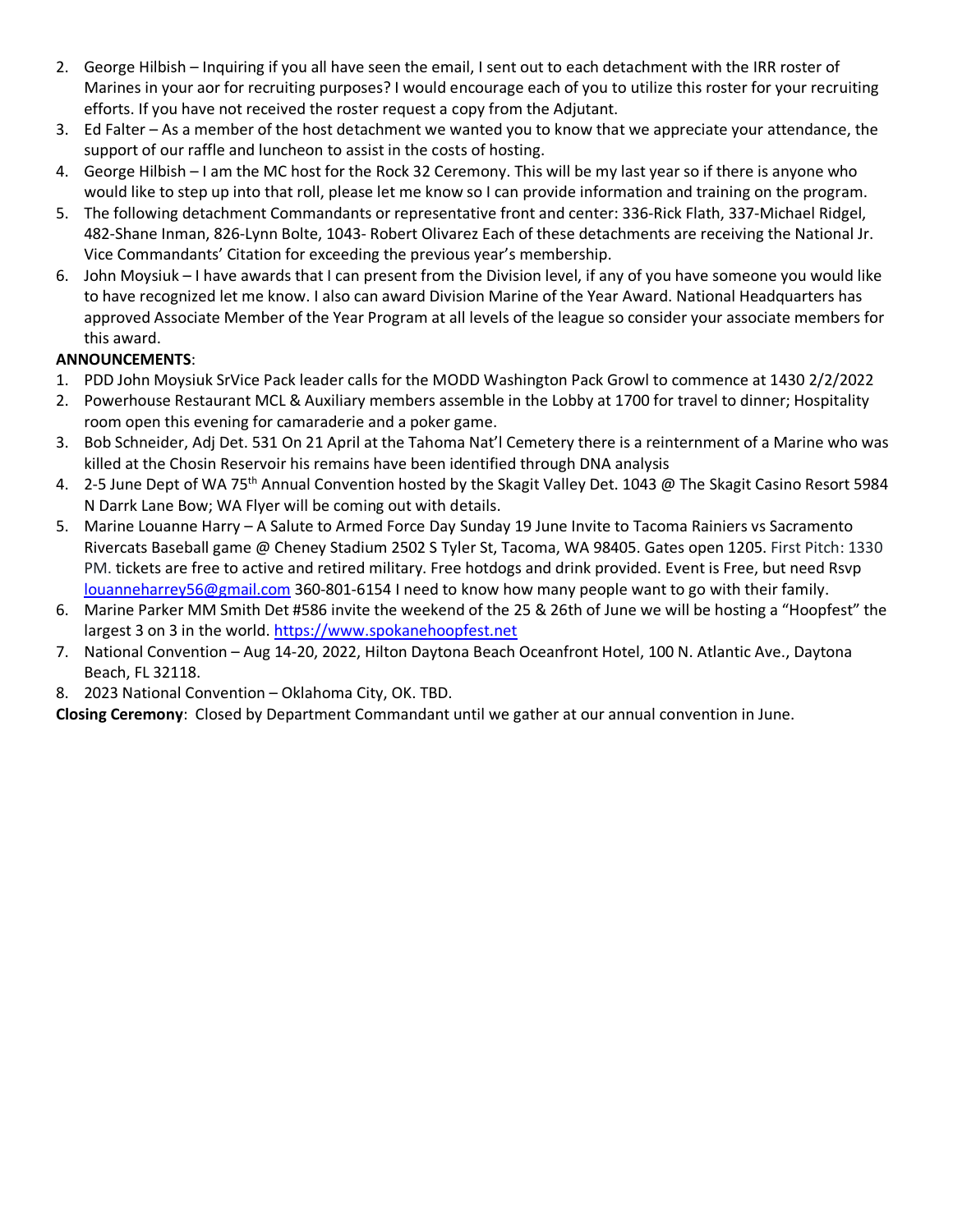2. George Hilbish – Inquiring if you all have seen the email, I sent out to each detachment with the IRR roster of Marines in your aor for recruiting purposes? I would encourage each of you to utilize this roster for your recruiting efforts. If you have not received the roster request a copy from the Adjutant.
3. Ed Falter – As a member of the host detachment we wanted you to know that we appreciate your attendance, the support of our raffle and luncheon to assist in the costs of hosting.
4. George Hilbish – I am the MC host for the Rock 32 Ceremony. This will be my last year so if there is anyone who would like to step up into that roll, please let me know so I can provide information and training on the program.
5. The following detachment Commandants or representative front and center: 336-Rick Flath, 337-Michael Ridgel, 482-Shane Inman, 826-Lynn Bolte, 1043- Robert Olivarez Each of these detachments are receiving the National Jr. Vice Commandants' Citation for exceeding the previous year's membership.
6. John Moysiuk – I have awards that I can present from the Division level, if any of you have someone you would like to have recognized let me know. I also can award Division Marine of the Year Award. National Headquarters has approved Associate Member of the Year Program at all levels of the league so consider your associate members for this award.

**ANNOUNCEMENTS**:

1. PDD John Moysiuk SrVice Pack leader calls for the MODD Washington Pack Growl to commence at 1430 2/2/2022
2. Powerhouse Restaurant MCL & Auxiliary members assemble in the Lobby at 1700 for travel to dinner; Hospitality room open this evening for camaraderie and a poker game.
3. Bob Schneider, Adj Det. 531 On 21 April at the Tahoma Nat'l Cemetery there is a reinternment of a Marine who was killed at the Chosin Reservoir his remains have been identified through DNA analysis
4. 2-5 June Dept of WA 75th Annual Convention hosted by the Skagit Valley Det. 1043 @ The Skagit Casino Resort 5984 N Darrk Lane Bow; WA Flyer will be coming out with details.
5. Marine Louanne Harry – A Salute to Armed Force Day Sunday 19 June Invite to Tacoma Rainiers vs Sacramento Rivercats Baseball game @ Cheney Stadium 2502 S Tyler St, Tacoma, WA 98405. Gates open 1205. First Pitch: 1330 PM. tickets are free to active and retired military. Free hotdogs and drink provided. Event is Free, but need Rsvp louanneharrey56@gmail.com 360-801-6154 I need to know how many people want to go with their family.
6. Marine Parker MM Smith Det #586 invite the weekend of the 25 & 26th of June we will be hosting a "Hoopfest" the largest 3 on 3 in the world. https://www.spokanehoopfest.net
7. National Convention – Aug 14-20, 2022, Hilton Daytona Beach Oceanfront Hotel, 100 N. Atlantic Ave., Daytona Beach, FL 32118.
8. 2023 National Convention – Oklahoma City, OK. TBD.

**Closing Ceremony**: Closed by Department Commandant until we gather at our annual convention in June.